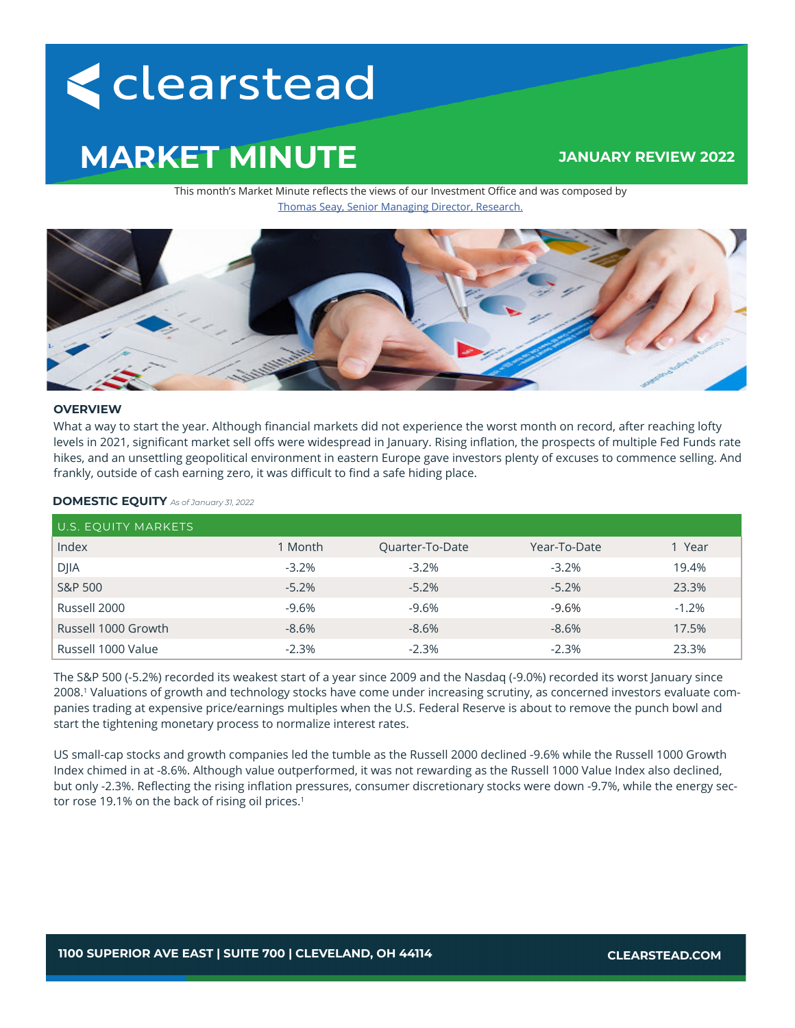clearstead

# MARKET MINUTE

**JANUARY REVIEW 2022**

This month's Market Minute reflects the views of our Investment Office and was composed by
Thomas Seay, Senior Managing Director, Research.

## OVERVIEW

What a way to start the year. Although financial markets did not experience the worst month on record, after reaching lofty levels in 2021, significant market sell offs were widespread in January. Rising inflation, the prospects of multiple Fed Funds rate hikes, and an unsettling geopolitical environment in eastern Europe gave investors plenty of excuses to commence selling. And frankly, outside of cash earning zero, it was difficult to find a safe hiding place.

## DOMESTIC EQUITY *As of January 31, 2022*

| U.S. EQUITY MARKETS | | | | |
|---|---|---|---|---|
| Index | 1 Month | Quarter-To-Date | Year-To-Date | 1 Year |
| DJIA | -3.2% | -3.2% | -3.2% | 19.4% |
| S&P 500 | -5.2% | -5.2% | -5.2% | 23.3% |
| Russell 2000 | -9.6% | -9.6% | -9.6% | -1.2% |
| Russell 1000 Growth | -8.6% | -8.6% | -8.6% | 17.5% |
| Russell 1000 Value | -2.3% | -2.3% | -2.3% | 23.3% |

The S&P 500 (-5.2%) recorded its weakest start of a year since 2009 and the Nasdaq (-9.0%) recorded its worst January since 2008.[1] Valuations of growth and technology stocks have come under increasing scrutiny, as concerned investors evaluate companies trading at expensive price/earnings multiples when the U.S. Federal Reserve is about to remove the punch bowl and start the tightening monetary process to normalize interest rates.

US small-cap stocks and growth companies led the tumble as the Russell 2000 declined -9.6% while the Russell 1000 Growth Index chimed in at -8.6%. Although value outperformed, it was not rewarding as the Russell 1000 Value Index also declined, but only -2.3%. Reflecting the rising inflation pressures, consumer discretionary stocks were down -9.7%, while the energy sector rose 19.1% on the back of rising oil prices.[1]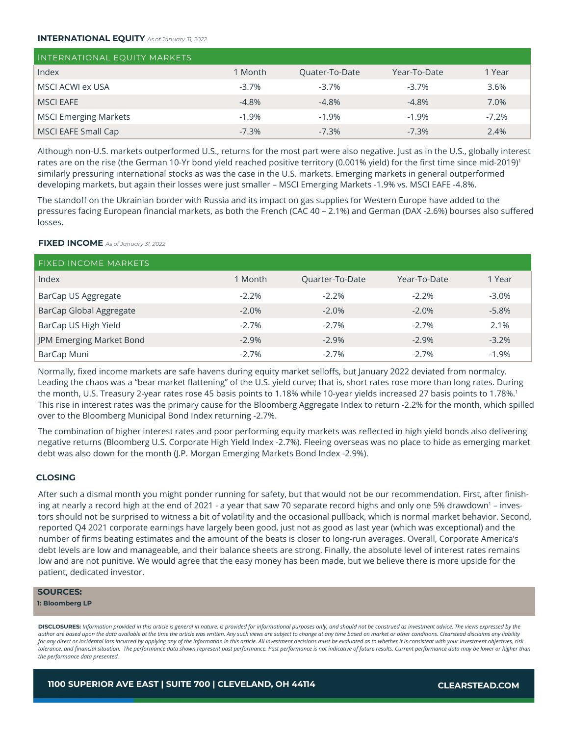## INTERNATIONAL EQUITY *As of January 31, 2022*

| INTERNATIONAL EQUITY MARKETS | | | | |
|---|---|---|---|---|
| Index | 1 Month | Quater-To-Date | Year-To-Date | 1 Year |
| MSCI ACWI ex USA | -3.7% | -3.7% | -3.7% | 3.6% |
| MSCI EAFE | -4.8% | -4.8% | -4.8% | 7.0% |
| MSCI Emerging Markets | -1.9% | -1.9% | -1.9% | -7.2% |
| MSCI EAFE Small Cap | -7.3% | -7.3% | -7.3% | 2.4% |

Although non-U.S. markets outperformed U.S., returns for the most part were also negative. Just as in the U.S., globally interest rates are on the rise (the German 10-Yr bond yield reached positive territory (0.001% yield) for the first time since mid-2019)[1] similarly pressuring international stocks as was the case in the U.S. markets. Emerging markets in general outperformed developing markets, but again their losses were just smaller – MSCI Emerging Markets -1.9% vs. MSCI EAFE -4.8%.

The standoff on the Ukrainian border with Russia and its impact on gas supplies for Western Europe have added to the pressures facing European financial markets, as both the French (CAC 40 – 2.1%) and German (DAX -2.6%) bourses also suffered losses.

## FIXED INCOME *As of January 31, 2022*

| FIXED INCOME MARKETS | | | | |
|---|---|---|---|---|
| Index | 1 Month | Quarter-To-Date | Year-To-Date | 1 Year |
| BarCap US Aggregate | -2.2% | -2.2% | -2.2% | -3.0% |
| BarCap Global Aggregate | -2.0% | -2.0% | -2.0% | -5.8% |
| BarCap US High Yield | -2.7% | -2.7% | -2.7% | 2.1% |
| JPM Emerging Market Bond | -2.9% | -2.9% | -2.9% | -3.2% |
| BarCap Muni | -2.7% | -2.7% | -2.7% | -1.9% |

Normally, fixed income markets are safe havens during equity market selloffs, but January 2022 deviated from normalcy. Leading the chaos was a "bear market flattening" of the U.S. yield curve; that is, short rates rose more than long rates. During the month, U.S. Treasury 2-year rates rose 45 basis points to 1.18% while 10-year yields increased 27 basis points to 1.78%.[1] This rise in interest rates was the primary cause for the Bloomberg Aggregate Index to return -2.2% for the month, which spilled over to the Bloomberg Municipal Bond Index returning -2.7%.

The combination of higher interest rates and poor performing equity markets was reflected in high yield bonds also delivering negative returns (Bloomberg U.S. Corporate High Yield Index -2.7%). Fleeing overseas was no place to hide as emerging market debt was also down for the month (J.P. Morgan Emerging Markets Bond Index -2.9%).

## CLOSING

After such a dismal month you might ponder running for safety, but that would not be our recommendation. First, after finishing at nearly a record high at the end of 2021 - a year that saw 70 separate record highs and only one 5% drawdown[1] – investors should not be surprised to witness a bit of volatility and the occasional pullback, which is normal market behavior. Second, reported Q4 2021 corporate earnings have largely been good, just not as good as last year (which was exceptional) and the number of firms beating estimates and the amount of the beats is closer to long-run averages. Overall, Corporate America's debt levels are low and manageable, and their balance sheets are strong. Finally, the absolute level of interest rates remains low and are not punitive. We would agree that the easy money has been made, but we believe there is more upside for the patient, dedicated investor.

**SOURCES:**

**1: Bloomberg LP**

**DISCLOSURES:** *Information provided in this article is general in nature, is provided for informational purposes only, and should not be construed as investment advice. The views expressed by the author are based upon the data available at the time the article was written. Any such views are subject to change at any time based on market or other conditions. Clearstead disclaims any liability for any direct or incidental loss incurred by applying any of the information in this article. All investment decisions must be evaluated as to whether it is consistent with your investment objectives, risk tolerance, and financial situation. The performance data shown represent past performance. Past performance is not indicative of future results. Current performance data may be lower or higher than the performance data presented.*

**1100 SUPERIOR AVE EAST | SUITE 700 | CLEVELAND, OH 44114** **CLEARSTEAD.COM**